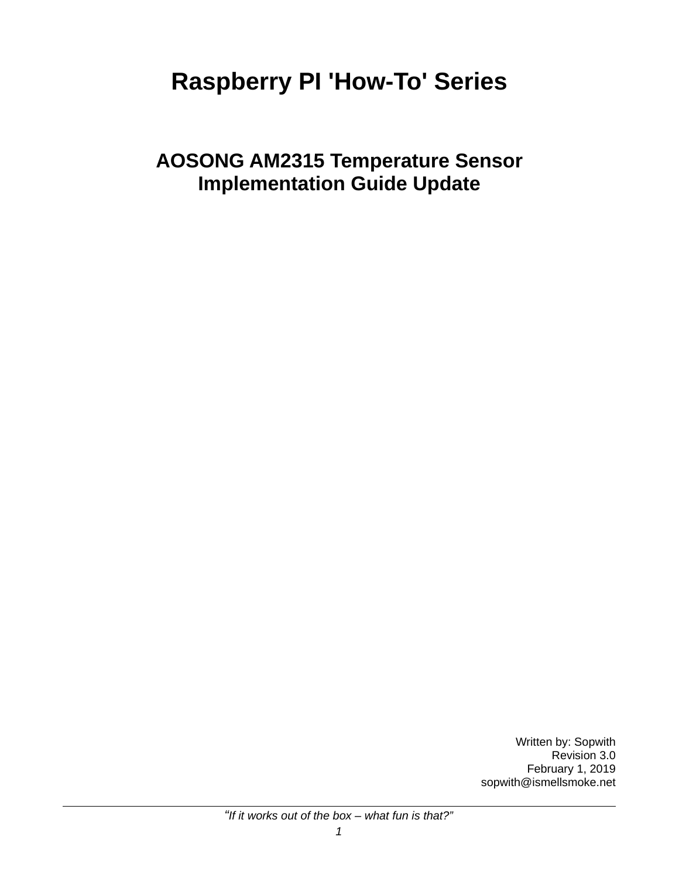# Raspberry PI 'How-To' Series

## AOSONG AM2315 Temperature Sensor Implementation Guide Update

Written by: Sopwith
Revision 3.0
February 1, 2019
sopwith@ismellsmoke.net

*"If it works out of the box – what fun is that?"*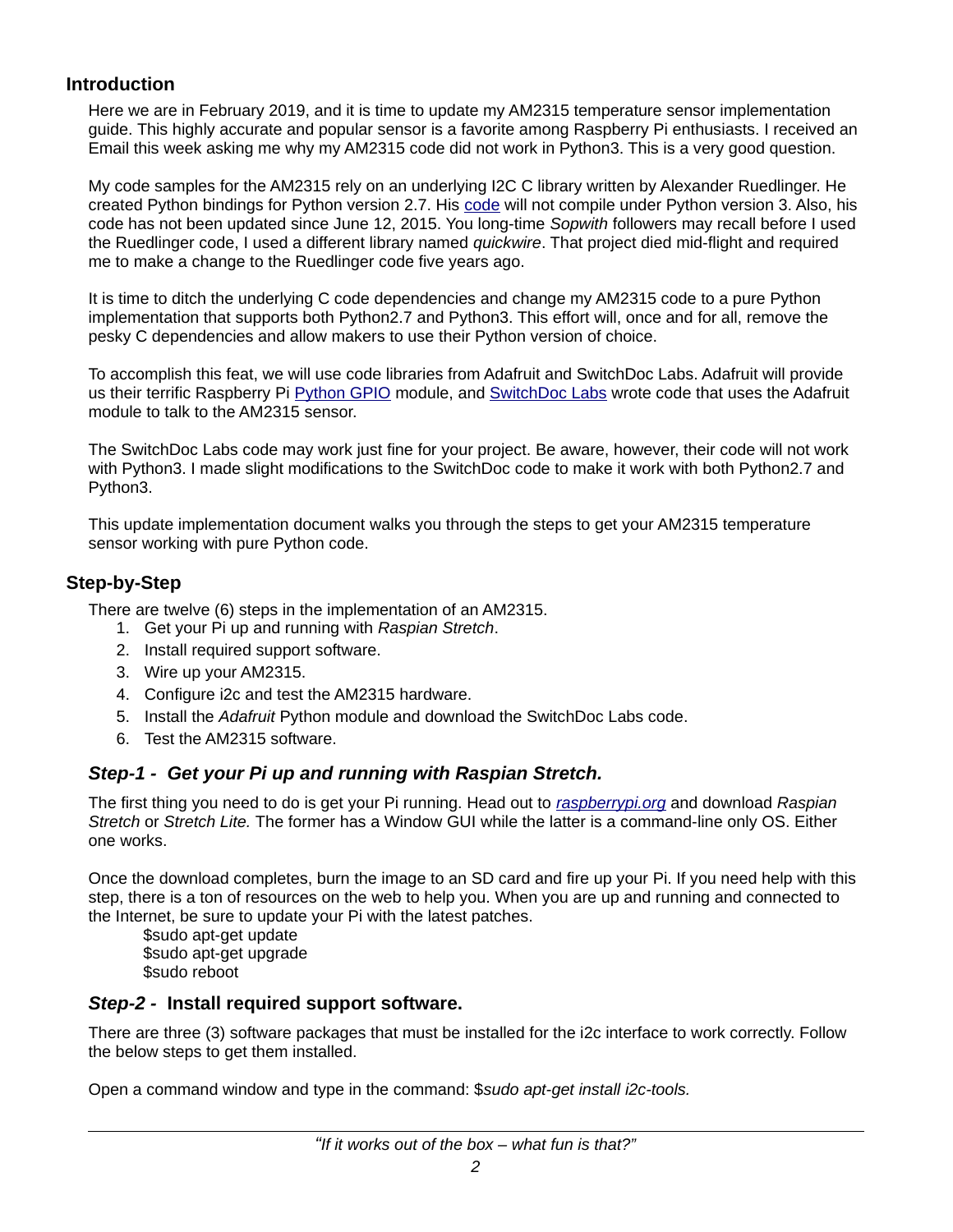## Introduction

Here we are in February 2019, and it is time to update my AM2315 temperature sensor implementation guide. This highly accurate and popular sensor is a favorite among Raspberry Pi enthusiasts. I received an Email this week asking me why my AM2315 code did not work in Python3. This is a very good question.

My code samples for the AM2315 rely on an underlying I2C C library written by Alexander Ruedlinger. He created Python bindings for Python version 2.7. His code will not compile under Python version 3. Also, his code has not been updated since June 12, 2015. You long-time *Sopwith* followers may recall before I used the Ruedlinger code, I used a different library named *quickwire*. That project died mid-flight and required me to make a change to the Ruedlinger code five years ago.

It is time to ditch the underlying C code dependencies and change my AM2315 code to a pure Python implementation that supports both Python2.7 and Python3. This effort will, once and for all, remove the pesky C dependencies and allow makers to use their Python version of choice.

To accomplish this feat, we will use code libraries from Adafruit and SwitchDoc Labs. Adafruit will provide us their terrific Raspberry Pi Python GPIO module, and SwitchDoc Labs wrote code that uses the Adafruit module to talk to the AM2315 sensor.

The SwitchDoc Labs code may work just fine for your project. Be aware, however, their code will not work with Python3. I made slight modifications to the SwitchDoc code to make it work with both Python2.7 and Python3.

This update implementation document walks you through the steps to get your AM2315 temperature sensor working with pure Python code.

## Step-by-Step

There are twelve (6) steps in the implementation of an AM2315.

1. Get your Pi up and running with *Raspian Stretch*.
2. Install required support software.
3. Wire up your AM2315.
4. Configure i2c and test the AM2315 hardware.
5. Install the *Adafruit* Python module and download the SwitchDoc Labs code.
6. Test the AM2315 software.

### *Step-1 - Get your Pi up and running with Raspian Stretch.*

The first thing you need to do is get your Pi running. Head out to *raspberrypi.org* and download *Raspian Stretch* or *Stretch Lite.* The former has a Window GUI while the latter is a command-line only OS. Either one works.

Once the download completes, burn the image to an SD card and fire up your Pi. If you need help with this step, there is a ton of resources on the web to help you. When you are up and running and connected to the Internet, be sure to update your Pi with the latest patches.

```
$sudo apt-get update
$sudo apt-get upgrade
$sudo reboot
```

### *Step-2 -* **Install required support software.**

There are three (3) software packages that must be installed for the i2c interface to work correctly. Follow the below steps to get them installed.

Open a command window and type in the command: $*sudo apt-get install i2c-tools.*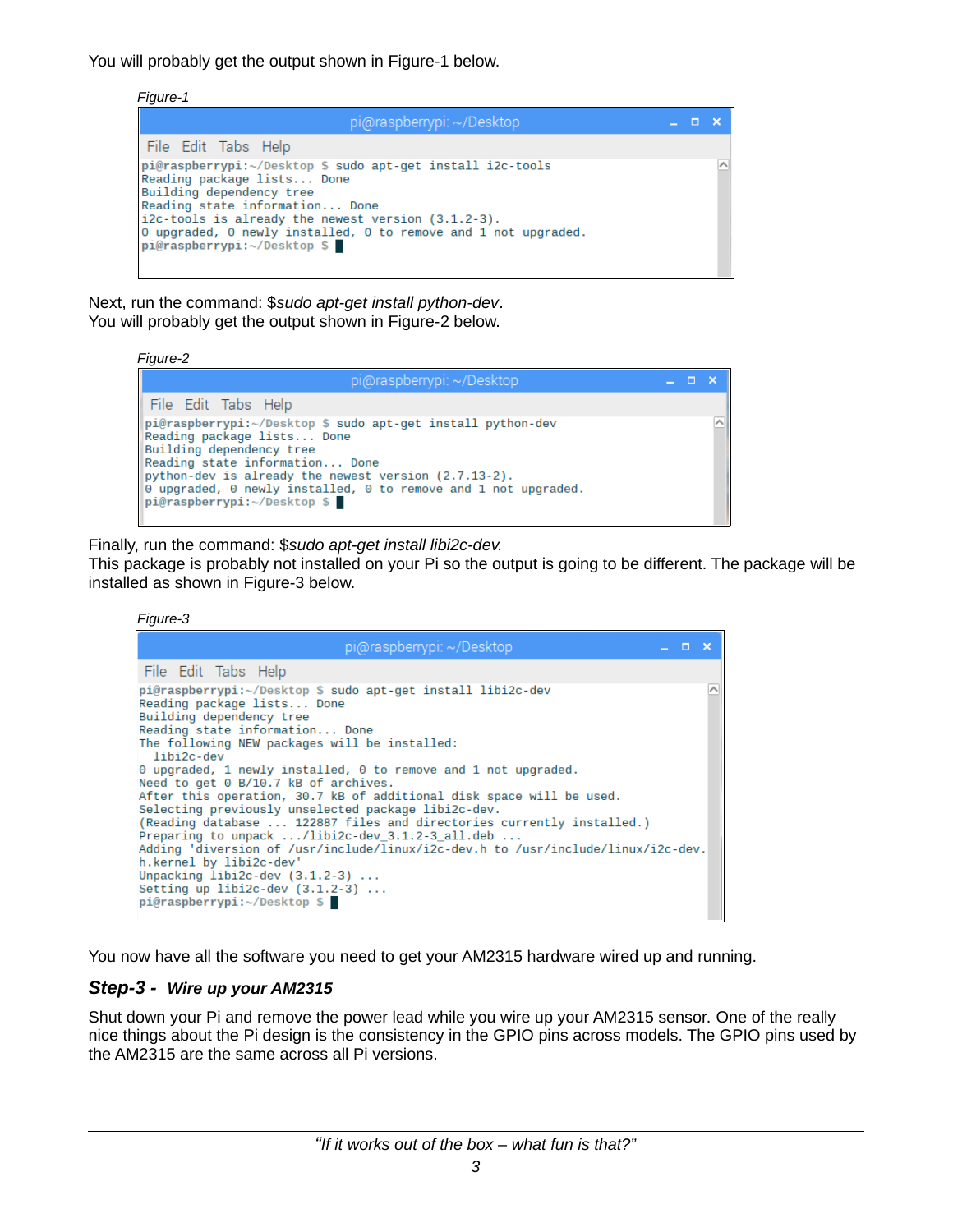You will probably get the output shown in Figure-1 below.

*Figure-1*

```
pi@raspberrypi:~/Desktop $ sudo apt-get install i2c-tools
Reading package lists... Done
Building dependency tree
Reading state information... Done
i2c-tools is already the newest version (3.1.2-3).
0 upgraded, 0 newly installed, 0 to remove and 1 not upgraded.
pi@raspberrypi:~/Desktop $
```

Next, run the command: $*sudo apt-get install python-dev*.
You will probably get the output shown in Figure-2 below.

*Figure-2*

```
pi@raspberrypi:~/Desktop $ sudo apt-get install python-dev
Reading package lists... Done
Building dependency tree
Reading state information... Done
python-dev is already the newest version (2.7.13-2).
0 upgraded, 0 newly installed, 0 to remove and 1 not upgraded.
pi@raspberrypi:~/Desktop $
```

Finally, run the command: $*sudo apt-get install libi2c-dev.*
This package is probably not installed on your Pi so the output is going to be different. The package will be installed as shown in Figure-3 below.

*Figure-3*

```
pi@raspberrypi:~/Desktop $ sudo apt-get install libi2c-dev
Reading package lists... Done
Building dependency tree
Reading state information... Done
The following NEW packages will be installed:
  libi2c-dev
0 upgraded, 1 newly installed, 0 to remove and 1 not upgraded.
Need to get 0 B/10.7 kB of archives.
After this operation, 30.7 kB of additional disk space will be used.
Selecting previously unselected package libi2c-dev.
(Reading database ... 122887 files and directories currently installed.)
Preparing to unpack .../libi2c-dev_3.1.2-3_all.deb ...
Adding 'diversion of /usr/include/linux/i2c-dev.h to /usr/include/linux/i2c-dev.h.kernel by libi2c-dev'
Unpacking libi2c-dev (3.1.2-3) ...
Setting up libi2c-dev (3.1.2-3) ...
pi@raspberrypi:~/Desktop $
```

You now have all the software you need to get your AM2315 hardware wired up and running.

## *Step-3 - Wire up your AM2315*

Shut down your Pi and remove the power lead while you wire up your AM2315 sensor. One of the really nice things about the Pi design is the consistency in the GPIO pins across models. The GPIO pins used by the AM2315 are the same across all Pi versions.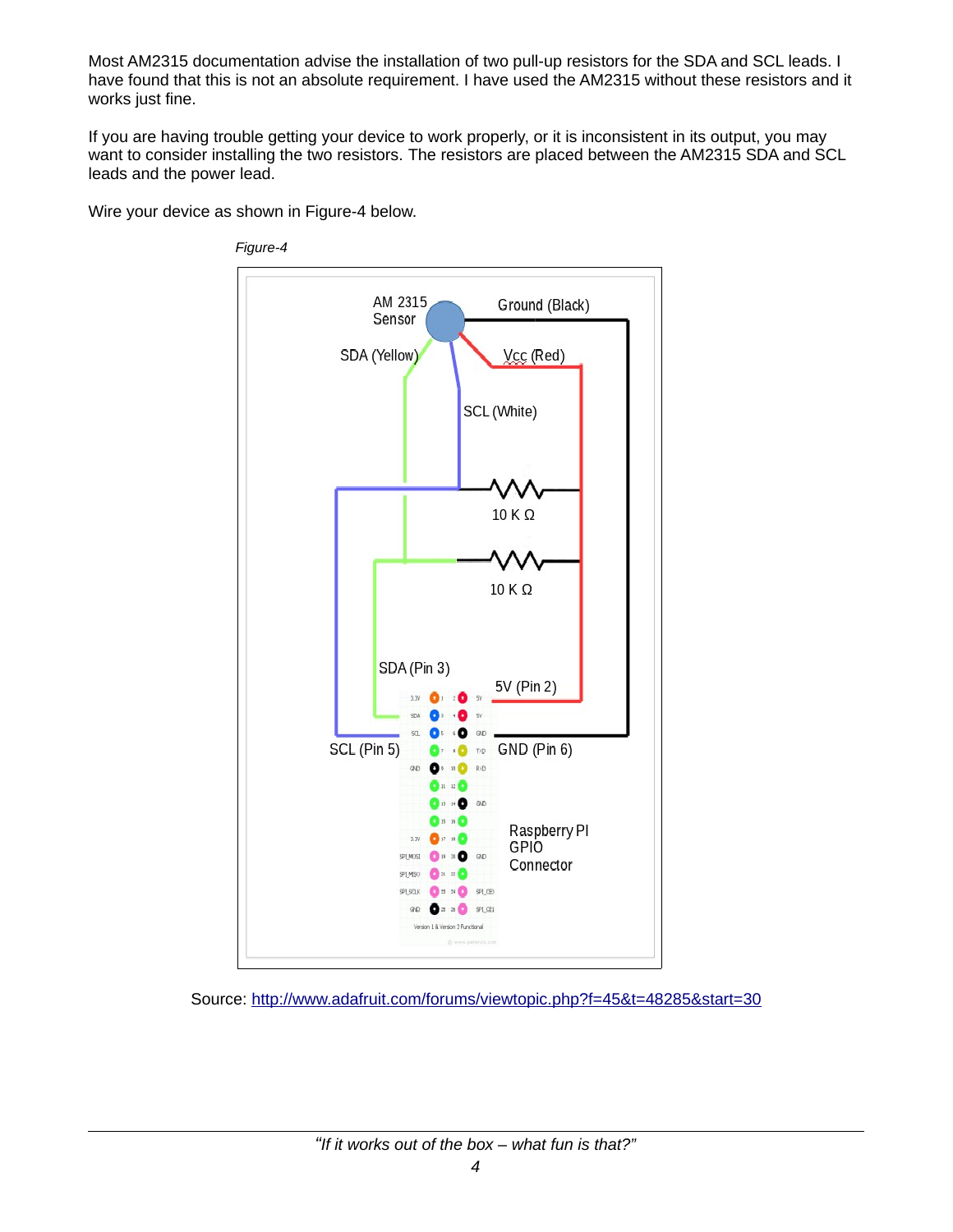Most AM2315 documentation advise the installation of two pull-up resistors for the SDA and SCL leads. I have found that this is not an absolute requirement. I have used the AM2315 without these resistors and it works just fine.

If you are having trouble getting your device to work properly, or it is inconsistent in its output, you may want to consider installing the two resistors. The resistors are placed between the AM2315 SDA and SCL leads and the power lead.

Wire your device as shown in Figure-4 below.

*Figure-4*

Source: [http://www.adafruit.com/forums/viewtopic.php?f=45&t=48285&start=30](http://www.adafruit.com/forums/viewtopic.php?f=45&t=48285&start=30)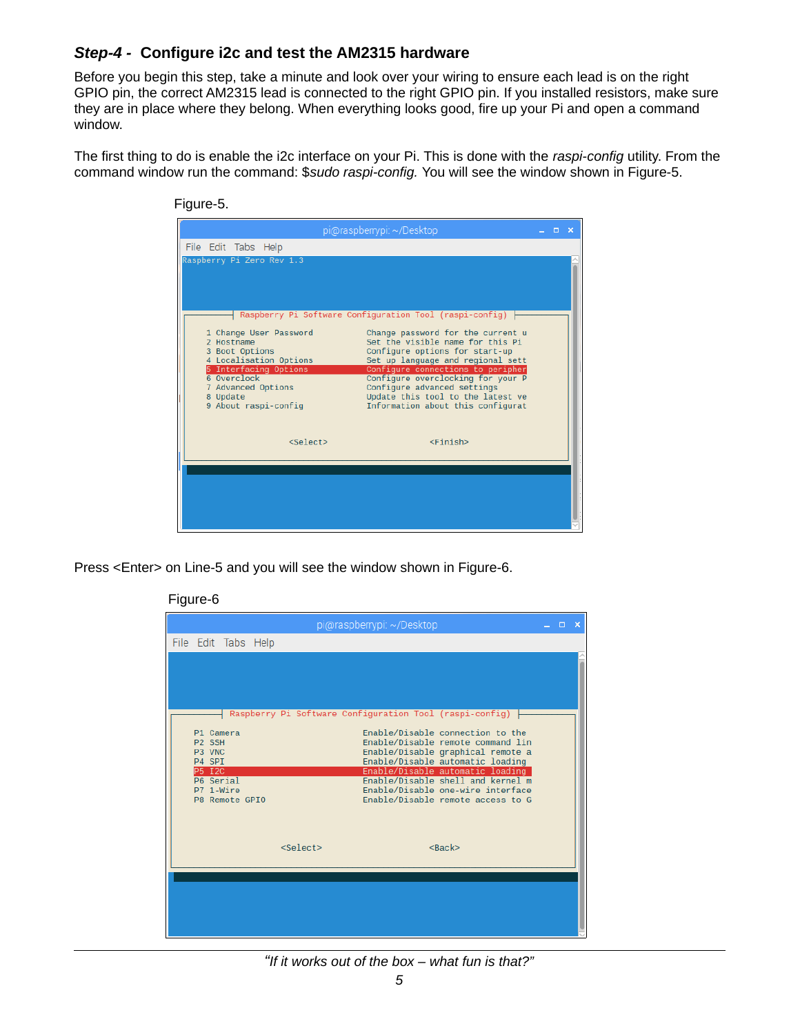### *Step-4 -* Configure i2c and test the AM2315 hardware

Before you begin this step, take a minute and look over your wiring to ensure each lead is on the right GPIO pin, the correct AM2315 lead is connected to the right GPIO pin. If you installed resistors, make sure they are in place where they belong. When everything looks good, fire up your Pi and open a command window.

The first thing to do is enable the i2c interface on your Pi. This is done with the *raspi-config* utility. From the command window run the command: $*sudo raspi-config.* You will see the window shown in Figure-5.

Figure-5.

```
pi@raspberrypi: ~/Desktop
File  Edit  Tabs  Help
Raspberry Pi Zero Rev 1.3

        Raspberry Pi Software Configuration Tool (raspi-config)

 1 Change User Password          Change password for the current u
 2 Hostname                      Set the visible name for this Pi
 3 Boot Options                  Configure options for start-up
 4 Localisation Options          Set up language and regional sett
 5 Interfacing Options           Configure connections to peripher
 6 Overclock                     Configure overclocking for your P
 7 Advanced Options              Configure advanced settings
 8 Update                        Update this tool to the latest ve
 9 About raspi-config            Information about this configurat

              <Select>                     <Finish>
```

Press <Enter> on Line-5 and you will see the window shown in Figure-6.

Figure-6

```
pi@raspberrypi: ~/Desktop
File  Edit  Tabs  Help

        Raspberry Pi Software Configuration Tool (raspi-config)

 P1 Camera                       Enable/Disable connection to the
 P2 SSH                          Enable/Disable remote command lin
 P3 VNC                          Enable/Disable graphical remote a
 P4 SPI                          Enable/Disable automatic loading
 P5 I2C                          Enable/Disable automatic loading
 P6 Serial                       Enable/Disable shell and kernel m
 P7 1-Wire                       Enable/Disable one-wire interface
 P8 Remote GPIO                  Enable/Disable remote access to G

              <Select>                     <Back>
```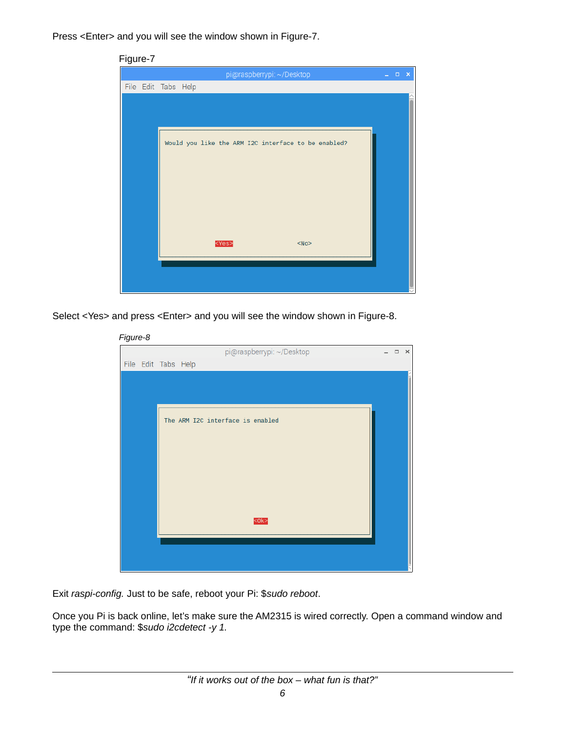Press <Enter> and you will see the window shown in Figure-7.

Figure-7

Select <Yes> and press <Enter> and you will see the window shown in Figure-8.

*Figure-8*

Exit *raspi-config.* Just to be safe, reboot your Pi: $*sudo reboot*.

Once you Pi is back online, let's make sure the AM2315 is wired correctly. Open a command window and type the command: $*sudo i2cdetect -y 1.*

*"If it works out of the box – what fun is that?"*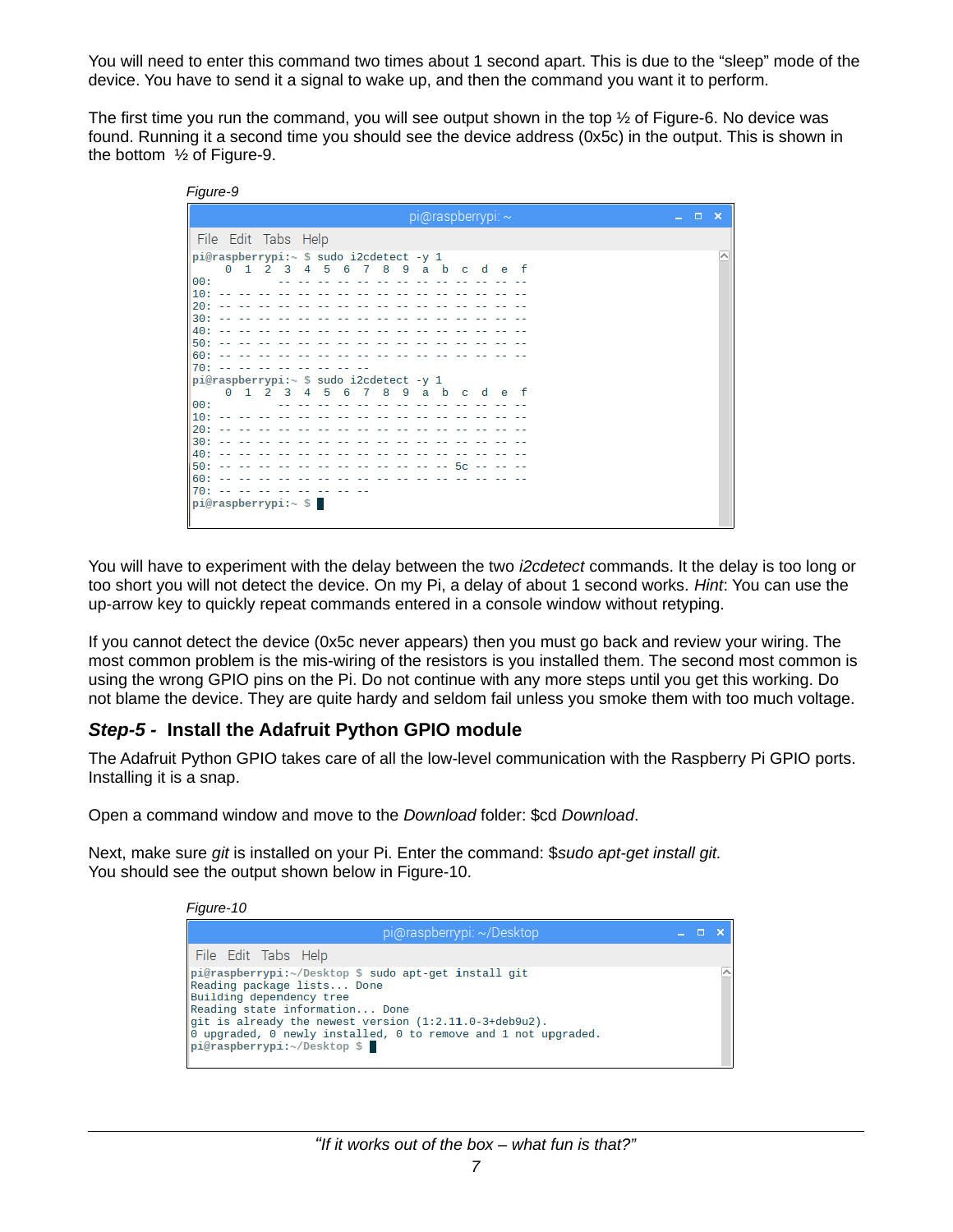You will need to enter this command two times about 1 second apart. This is due to the "sleep" mode of the device. You have to send it a signal to wake up, and then the command you want it to perform.

The first time you run the command, you will see output shown in the top ½ of Figure-6. No device was found. Running it a second time you should see the device address (0x5c) in the output. This is shown in the bottom ½ of Figure-9.

*Figure-9*

```
pi@raspberrypi: ~
File  Edit  Tabs  Help
pi@raspberrypi:~ $ sudo i2cdetect -y 1
     0  1  2  3  4  5  6  7  8  9  a  b  c  d  e  f
00:          -- -- -- -- -- -- -- -- -- -- -- -- --
10: -- -- -- -- -- -- -- -- -- -- -- -- -- -- -- --
20: -- -- -- -- -- -- -- -- -- -- -- -- -- -- -- --
30: -- -- -- -- -- -- -- -- -- -- -- -- -- -- -- --
40: -- -- -- -- -- -- -- -- -- -- -- -- -- -- -- --
50: -- -- -- -- -- -- -- -- -- -- -- -- -- -- -- --
60: -- -- -- -- -- -- -- -- -- -- -- -- -- -- -- --
70: -- -- -- -- -- -- -- --
pi@raspberrypi:~ $ sudo i2cdetect -y 1
     0  1  2  3  4  5  6  7  8  9  a  b  c  d  e  f
00:          -- -- -- -- -- -- -- -- -- -- -- -- --
10: -- -- -- -- -- -- -- -- -- -- -- -- -- -- -- --
20: -- -- -- -- -- -- -- -- -- -- -- -- -- -- -- --
30: -- -- -- -- -- -- -- -- -- -- -- -- -- -- -- --
40: -- -- -- -- -- -- -- -- -- -- -- -- -- -- -- --
50: -- -- -- -- -- -- -- -- -- -- -- -- 5c -- -- --
60: -- -- -- -- -- -- -- -- -- -- -- -- -- -- -- --
70: -- -- -- -- -- -- -- --
pi@raspberrypi:~ $
```

You will have to experiment with the delay between the two *i2cdetect* commands. It the delay is too long or too short you will not detect the device. On my Pi, a delay of about 1 second works. *Hint*: You can use the up-arrow key to quickly repeat commands entered in a console window without retyping.

If you cannot detect the device (0x5c never appears) then you must go back and review your wiring. The most common problem is the mis-wiring of the resistors is you installed them. The second most common is using the wrong GPIO pins on the Pi. Do not continue with any more steps until you get this working. Do not blame the device. They are quite hardy and seldom fail unless you smoke them with too much voltage.

## *Step-5* - Install the Adafruit Python GPIO module

The Adafruit Python GPIO takes care of all the low-level communication with the Raspberry Pi GPIO ports. Installing it is a snap.

Open a command window and move to the *Download* folder: $cd *Download*.

Next, make sure *git* is installed on your Pi. Enter the command: $*sudo apt-get install git.* You should see the output shown below in Figure-10.

*Figure-10*

```
pi@raspberrypi: ~/Desktop
File  Edit  Tabs  Help
pi@raspberrypi:~/Desktop $ sudo apt-get install git
Reading package lists... Done
Building dependency tree
Reading state information... Done
git is already the newest version (1:2.11.0-3+deb9u2).
0 upgraded, 0 newly installed, 0 to remove and 1 not upgraded.
pi@raspberrypi:~/Desktop $
```

*"If it works out of the box – what fun is that?"*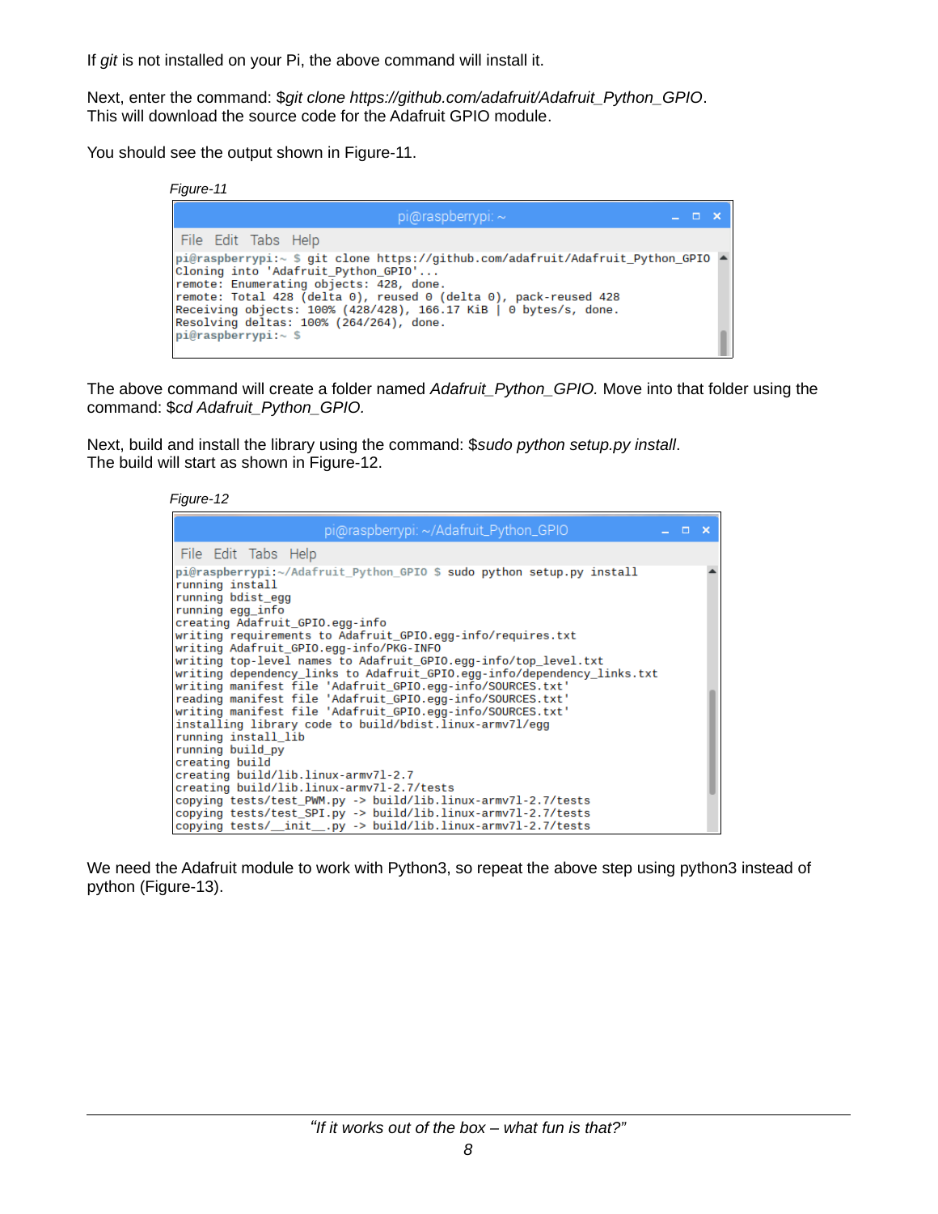If *git* is not installed on your Pi, the above command will install it.

Next, enter the command: $*git clone https://github.com/adafruit/Adafruit_Python_GPIO*.
This will download the source code for the Adafruit GPIO module.

You should see the output shown in Figure-11.

*Figure-11*

```
pi@raspberrypi: ~
File  Edit  Tabs  Help
pi@raspberrypi:~ $ git clone https://github.com/adafruit/Adafruit_Python_GPIO
Cloning into 'Adafruit_Python_GPIO'...
remote: Enumerating objects: 428, done.
remote: Total 428 (delta 0), reused 0 (delta 0), pack-reused 428
Receiving objects: 100% (428/428), 166.17 KiB | 0 bytes/s, done.
Resolving deltas: 100% (264/264), done.
pi@raspberrypi:~ $
```

The above command will create a folder named *Adafruit_Python_GPIO.* Move into that folder using the command: $*cd Adafruit_Python_GPIO.*

Next, build and install the library using the command: $*sudo python setup.py install*.
The build will start as shown in Figure-12.

*Figure-12*

```
pi@raspberrypi: ~/Adafruit_Python_GPIO
File  Edit  Tabs  Help
pi@raspberrypi:~/Adafruit_Python_GPIO $ sudo python setup.py install
running install
running bdist_egg
running egg_info
creating Adafruit_GPIO.egg-info
writing requirements to Adafruit_GPIO.egg-info/requires.txt
writing Adafruit_GPIO.egg-info/PKG-INFO
writing top-level names to Adafruit_GPIO.egg-info/top_level.txt
writing dependency_links to Adafruit_GPIO.egg-info/dependency_links.txt
writing manifest file 'Adafruit_GPIO.egg-info/SOURCES.txt'
reading manifest file 'Adafruit_GPIO.egg-info/SOURCES.txt'
writing manifest file 'Adafruit_GPIO.egg-info/SOURCES.txt'
installing library code to build/bdist.linux-armv7l/egg
running install_lib
running build_py
creating build
creating build/lib.linux-armv7l-2.7
creating build/lib.linux-armv7l-2.7/tests
copying tests/test_PWM.py -> build/lib.linux-armv7l-2.7/tests
copying tests/test_SPI.py -> build/lib.linux-armv7l-2.7/tests
copying tests/__init__.py -> build/lib.linux-armv7l-2.7/tests
```

We need the Adafruit module to work with Python3, so repeat the above step using python3 instead of python (Figure-13).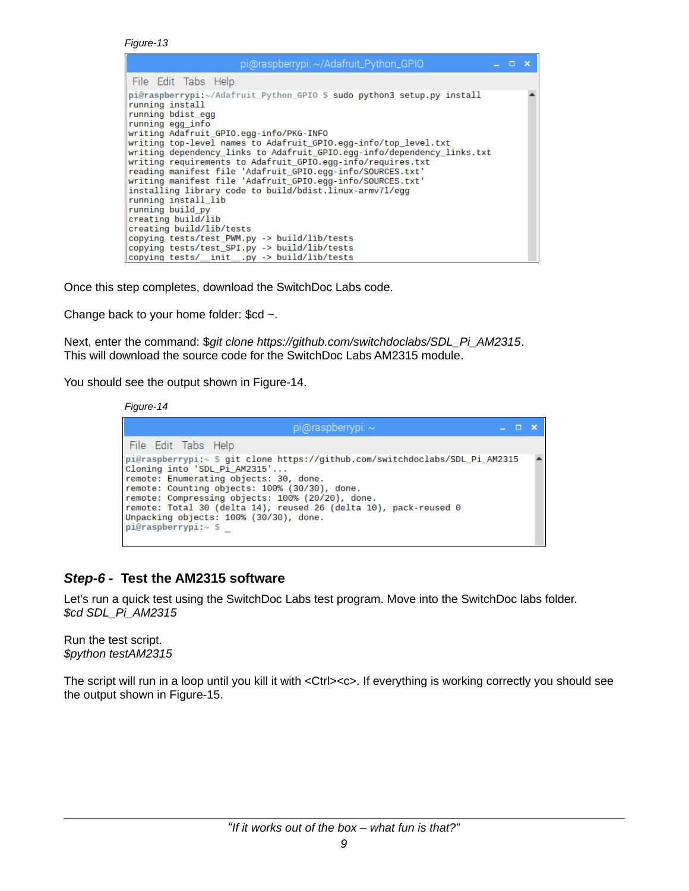Figure-13

```
pi@raspberrypi:~/Adafruit_Python_GPIO $ sudo python3 setup.py install
running install
running bdist_egg
running egg_info
writing Adafruit_GPIO.egg-info/PKG-INFO
writing top-level names to Adafruit_GPIO.egg-info/top_level.txt
writing dependency_links to Adafruit_GPIO.egg-info/dependency_links.txt
writing requirements to Adafruit_GPIO.egg-info/requires.txt
reading manifest file 'Adafruit_GPIO.egg-info/SOURCES.txt'
writing manifest file 'Adafruit_GPIO.egg-info/SOURCES.txt'
installing library code to build/bdist.linux-armv7l/egg
running install_lib
running build_py
creating build/lib
creating build/lib/tests
copying tests/test_PWM.py -> build/lib/tests
copying tests/test_SPI.py -> build/lib/tests
copying tests/__init__.py -> build/lib/tests
```

Once this step completes, download the SwitchDoc Labs code.

Change back to your home folder: $cd ~.

Next, enter the command: $*git clone https://github.com/switchdoclabs/SDL_Pi_AM2315*.
This will download the source code for the SwitchDoc Labs AM2315 module.

You should see the output shown in Figure-14.

Figure-14

```
pi@raspberrypi:~ $ git clone https://github.com/switchdoclabs/SDL_Pi_AM2315
Cloning into 'SDL_Pi_AM2315'...
remote: Enumerating objects: 30, done.
remote: Counting objects: 100% (30/30), done.
remote: Compressing objects: 100% (20/20), done.
remote: Total 30 (delta 14), reused 26 (delta 10), pack-reused 0
Unpacking objects: 100% (30/30), done.
pi@raspberrypi:~ $ _
```

### *Step-6 -* Test the AM2315 software

Let's run a quick test using the SwitchDoc Labs test program. Move into the SwitchDoc labs folder.
*$cd SDL_Pi_AM2315*

Run the test script.
*$python testAM2315*

The script will run in a loop until you kill it with <Ctrl><c>. If everything is working correctly you should see the output shown in Figure-15.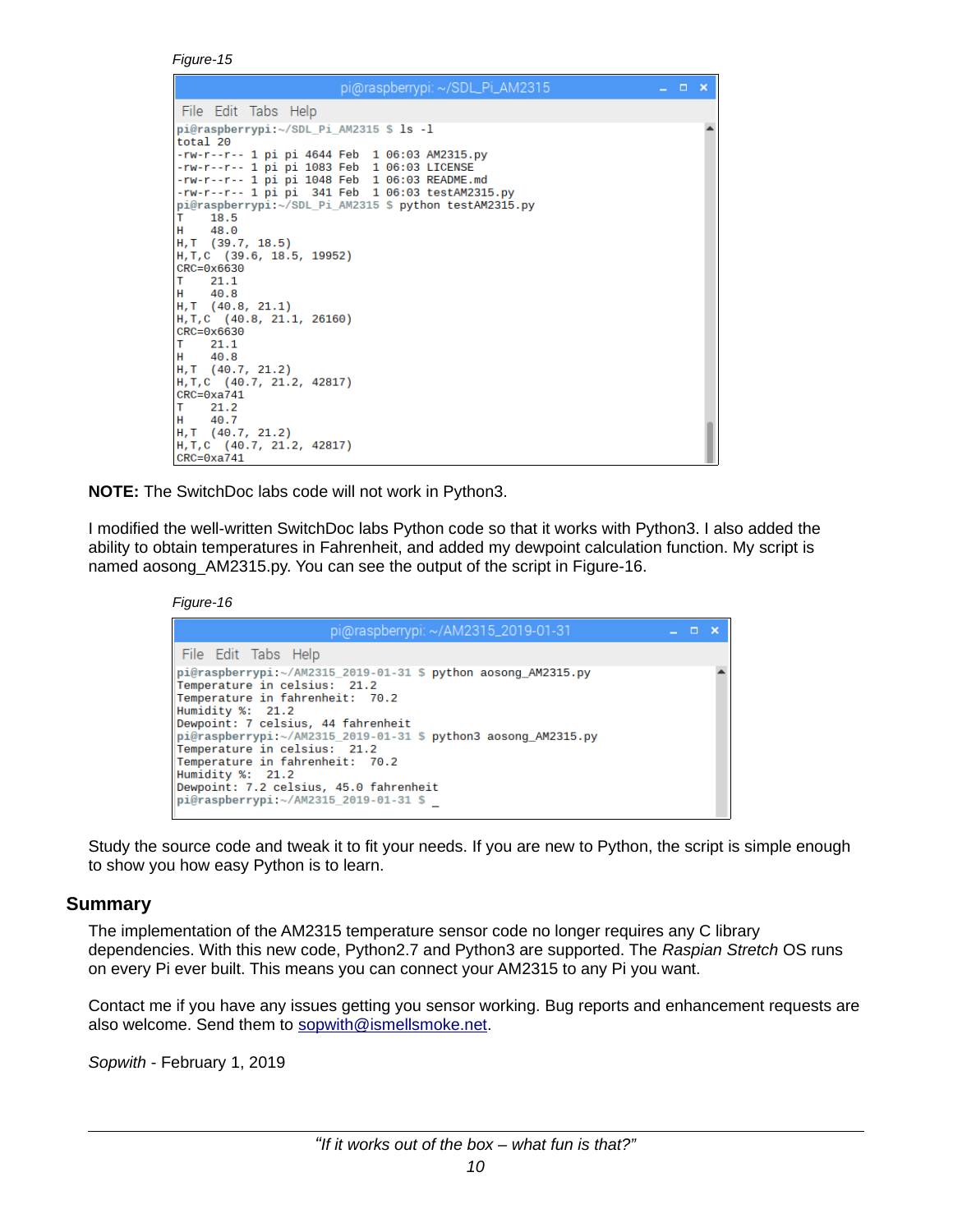*Figure-15*

```
pi@raspberrypi:~/SDL_Pi_AM2315 $ ls -l
total 20
-rw-r--r-- 1 pi pi 4644 Feb  1 06:03 AM2315.py
-rw-r--r-- 1 pi pi 1083 Feb  1 06:03 LICENSE
-rw-r--r-- 1 pi pi 1048 Feb  1 06:03 README.md
-rw-r--r-- 1 pi pi  341 Feb  1 06:03 testAM2315.py
pi@raspberrypi:~/SDL_Pi_AM2315 $ python testAM2315.py
T     18.5
H     48.0
H,T  (39.7, 18.5)
H,T,C  (39.6, 18.5, 19952)
CRC=0x6630
T     21.1
H     40.8
H,T  (40.8, 21.1)
H,T,C  (40.8, 21.1, 26160)
CRC=0x6630
T     21.1
H     40.8
H,T  (40.7, 21.2)
H,T,C  (40.7, 21.2, 42817)
CRC=0xa741
T     21.2
H     40.7
H,T  (40.7, 21.2)
H,T,C  (40.7, 21.2, 42817)
CRC=0xa741
```

**NOTE:** The SwitchDoc labs code will not work in Python3.

I modified the well-written SwitchDoc labs Python code so that it works with Python3. I also added the ability to obtain temperatures in Fahrenheit, and added my dewpoint calculation function. My script is named aosong_AM2315.py. You can see the output of the script in Figure-16.

*Figure-16*

```
pi@raspberrypi:~/AM2315_2019-01-31 $ python aosong_AM2315.py
Temperature in celsius:  21.2
Temperature in fahrenheit:  70.2
Humidity %:  21.2
Dewpoint: 7 celsius, 44 fahrenheit
pi@raspberrypi:~/AM2315_2019-01-31 $ python3 aosong_AM2315.py
Temperature in celsius:  21.2
Temperature in fahrenheit:  70.2
Humidity %:  21.2
Dewpoint: 7.2 celsius, 45.0 fahrenheit
pi@raspberrypi:~/AM2315_2019-01-31 $ _
```

Study the source code and tweak it to fit your needs. If you are new to Python, the script is simple enough to show you how easy Python is to learn.

## Summary

The implementation of the AM2315 temperature sensor code no longer requires any C library dependencies. With this new code, Python2.7 and Python3 are supported. The *Raspian Stretch* OS runs on every Pi ever built. This means you can connect your AM2315 to any Pi you want.

Contact me if you have any issues getting you sensor working. Bug reports and enhancement requests are also welcome. Send them to sopwith@ismellsmoke.net.

*Sopwith* - February 1, 2019

*"If it works out of the box – what fun is that?"*